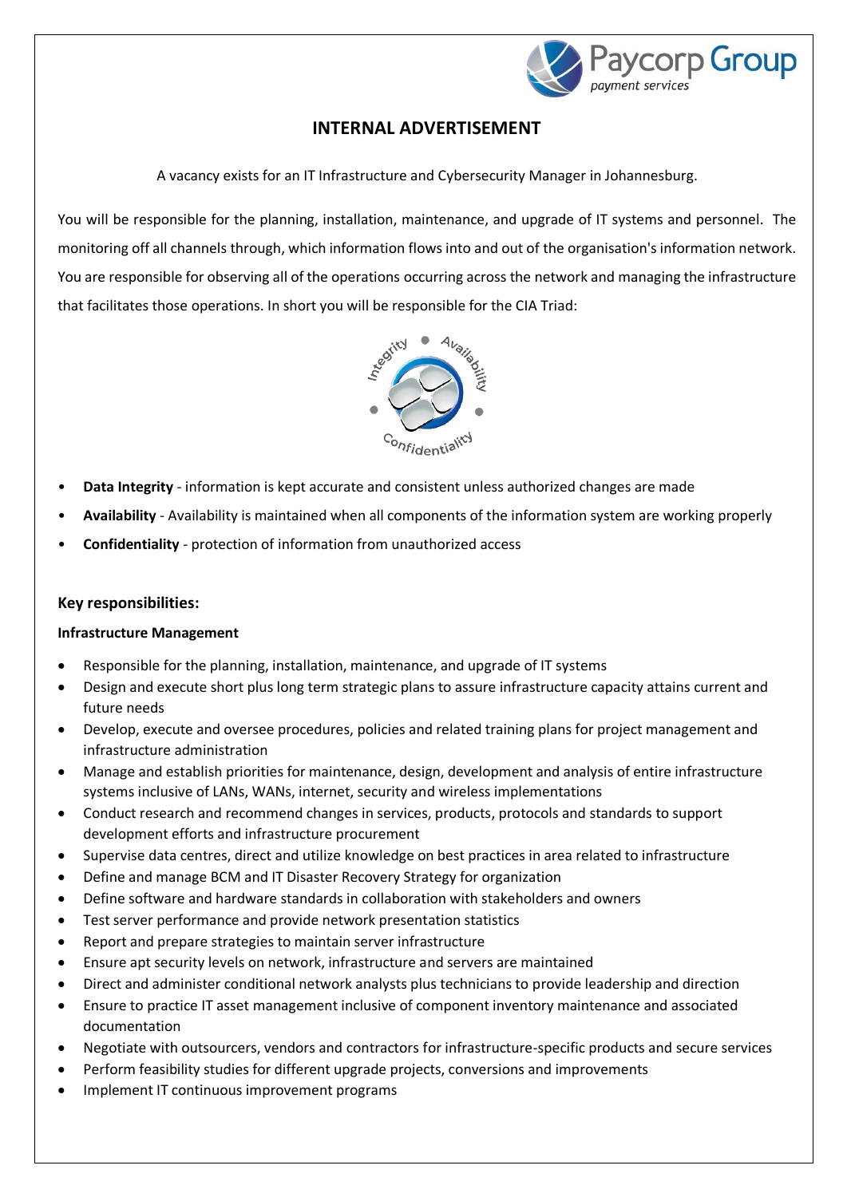# INTERNAL ADVERTISEMENT

A vacancy exists for an IT Infrastructure and Cybersecurity Manager in Johannesburg.

You will be responsible for the planning, installation, maintenance, and upgrade of IT systems and personnel. The monitoring off all channels through, which information flows into and out of the organisation's information network. You are responsible for observing all of the operations occurring across the network and managing the infrastructure that facilitates those operations. In short you will be responsible for the CIA Triad:

- **Data Integrity** - information is kept accurate and consistent unless authorized changes are made
- **Availability** - Availability is maintained when all components of the information system are working properly
- **Confidentiality** - protection of information from unauthorized access

## Key responsibilities:

### Infrastructure Management

- Responsible for the planning, installation, maintenance, and upgrade of IT systems
- Design and execute short plus long term strategic plans to assure infrastructure capacity attains current and future needs
- Develop, execute and oversee procedures, policies and related training plans for project management and infrastructure administration
- Manage and establish priorities for maintenance, design, development and analysis of entire infrastructure systems inclusive of LANs, WANs, internet, security and wireless implementations
- Conduct research and recommend changes in services, products, protocols and standards to support development efforts and infrastructure procurement
- Supervise data centres, direct and utilize knowledge on best practices in area related to infrastructure
- Define and manage BCM and IT Disaster Recovery Strategy for organization
- Define software and hardware standards in collaboration with stakeholders and owners
- Test server performance and provide network presentation statistics
- Report and prepare strategies to maintain server infrastructure
- Ensure apt security levels on network, infrastructure and servers are maintained
- Direct and administer conditional network analysts plus technicians to provide leadership and direction
- Ensure to practice IT asset management inclusive of component inventory maintenance and associated documentation
- Negotiate with outsourcers, vendors and contractors for infrastructure-specific products and secure services
- Perform feasibility studies for different upgrade projects, conversions and improvements
- Implement IT continuous improvement programs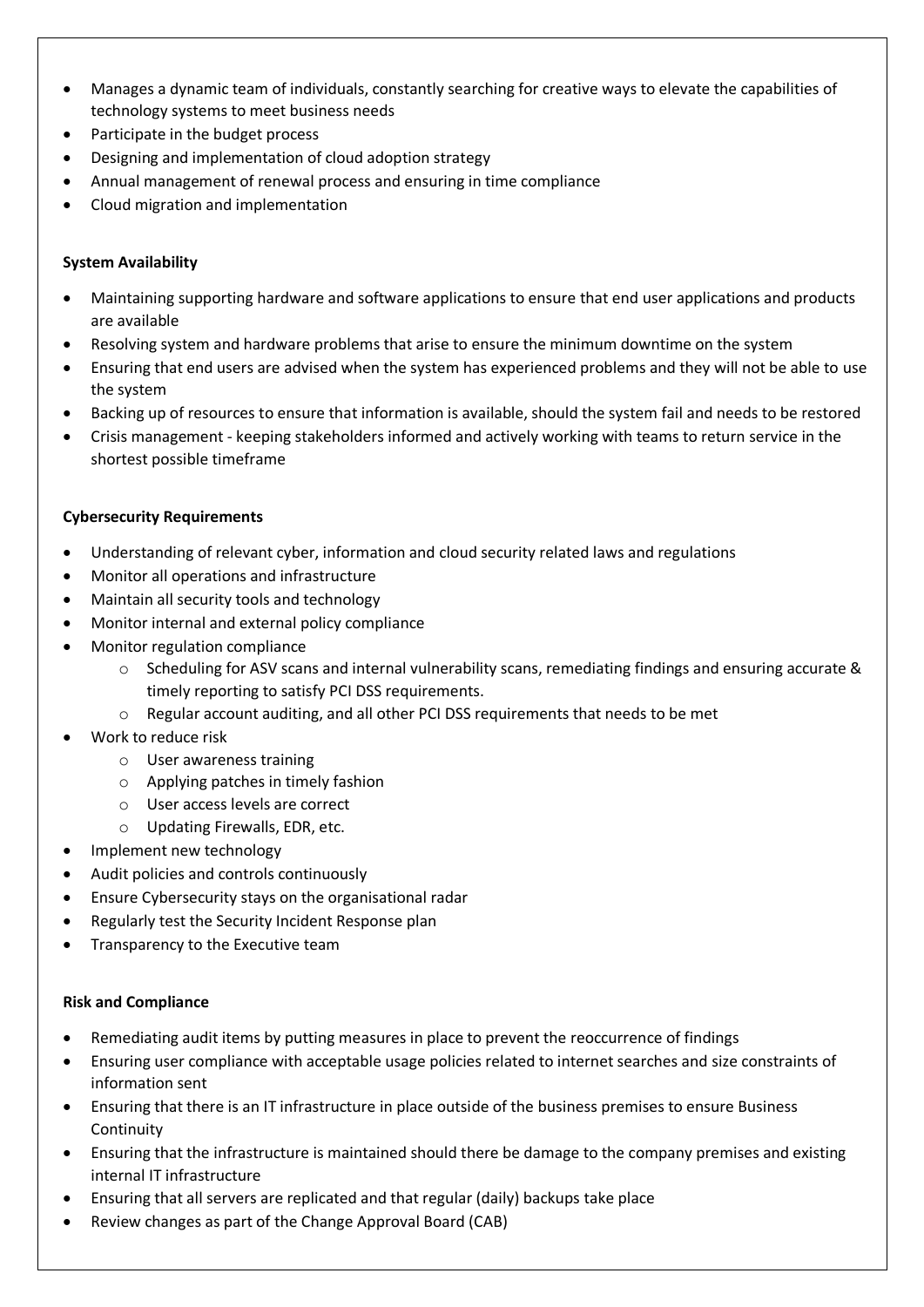- Manages a dynamic team of individuals, constantly searching for creative ways to elevate the capabilities of technology systems to meet business needs
- Participate in the budget process
- Designing and implementation of cloud adoption strategy
- Annual management of renewal process and ensuring in time compliance
- Cloud migration and implementation

**System Availability**

- Maintaining supporting hardware and software applications to ensure that end user applications and products are available
- Resolving system and hardware problems that arise to ensure the minimum downtime on the system
- Ensuring that end users are advised when the system has experienced problems and they will not be able to use the system
- Backing up of resources to ensure that information is available, should the system fail and needs to be restored
- Crisis management - keeping stakeholders informed and actively working with teams to return service in the shortest possible timeframe

**Cybersecurity Requirements**

- Understanding of relevant cyber, information and cloud security related laws and regulations
- Monitor all operations and infrastructure
- Maintain all security tools and technology
- Monitor internal and external policy compliance
- Monitor regulation compliance
    - Scheduling for ASV scans and internal vulnerability scans, remediating findings and ensuring accurate & timely reporting to satisfy PCI DSS requirements.
    - Regular account auditing, and all other PCI DSS requirements that needs to be met
- Work to reduce risk
    - User awareness training
    - Applying patches in timely fashion
    - User access levels are correct
    - Updating Firewalls, EDR, etc.
- Implement new technology
- Audit policies and controls continuously
- Ensure Cybersecurity stays on the organisational radar
- Regularly test the Security Incident Response plan
- Transparency to the Executive team

**Risk and Compliance**

- Remediating audit items by putting measures in place to prevent the reoccurrence of findings
- Ensuring user compliance with acceptable usage policies related to internet searches and size constraints of information sent
- Ensuring that there is an IT infrastructure in place outside of the business premises to ensure Business Continuity
- Ensuring that the infrastructure is maintained should there be damage to the company premises and existing internal IT infrastructure
- Ensuring that all servers are replicated and that regular (daily) backups take place
- Review changes as part of the Change Approval Board (CAB)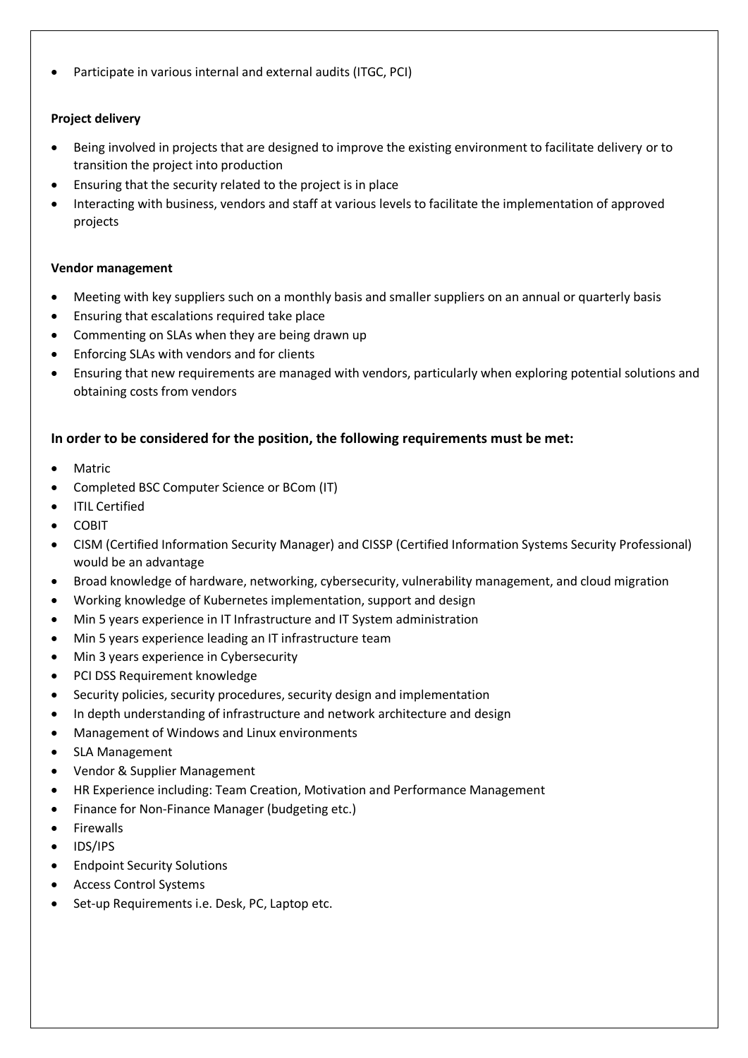- Participate in various internal and external audits (ITGC, PCI)

**Project delivery**

- Being involved in projects that are designed to improve the existing environment to facilitate delivery or to transition the project into production
- Ensuring that the security related to the project is in place
- Interacting with business, vendors and staff at various levels to facilitate the implementation of approved projects

**Vendor management**

- Meeting with key suppliers such on a monthly basis and smaller suppliers on an annual or quarterly basis
- Ensuring that escalations required take place
- Commenting on SLAs when they are being drawn up
- Enforcing SLAs with vendors and for clients
- Ensuring that new requirements are managed with vendors, particularly when exploring potential solutions and obtaining costs from vendors

### In order to be considered for the position, the following requirements must be met:

- Matric
- Completed BSC Computer Science or BCom (IT)
- ITIL Certified
- COBIT
- CISM (Certified Information Security Manager) and CISSP (Certified Information Systems Security Professional) would be an advantage
- Broad knowledge of hardware, networking, cybersecurity, vulnerability management, and cloud migration
- Working knowledge of Kubernetes implementation, support and design
- Min 5 years experience in IT Infrastructure and IT System administration
- Min 5 years experience leading an IT infrastructure team
- Min 3 years experience in Cybersecurity
- PCI DSS Requirement knowledge
- Security policies, security procedures, security design and implementation
- In depth understanding of infrastructure and network architecture and design
- Management of Windows and Linux environments
- SLA Management
- Vendor & Supplier Management
- HR Experience including: Team Creation, Motivation and Performance Management
- Finance for Non-Finance Manager (budgeting etc.)
- Firewalls
- IDS/IPS
- Endpoint Security Solutions
- Access Control Systems
- Set-up Requirements i.e. Desk, PC, Laptop etc.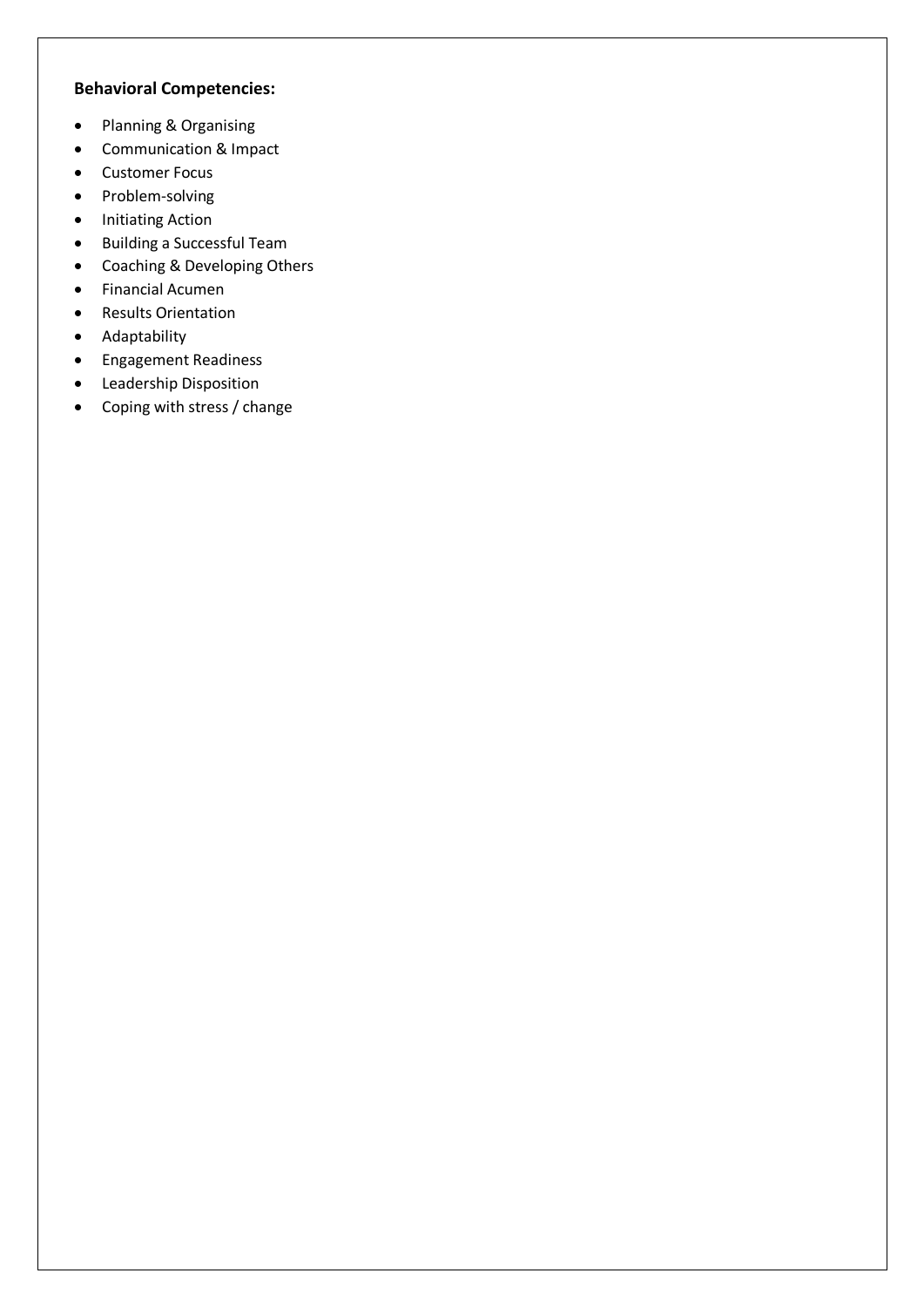**Behavioral Competencies:**

- Planning & Organising
- Communication & Impact
- Customer Focus
- Problem-solving
- Initiating Action
- Building a Successful Team
- Coaching & Developing Others
- Financial Acumen
- Results Orientation
- Adaptability
- Engagement Readiness
- Leadership Disposition
- Coping with stress / change